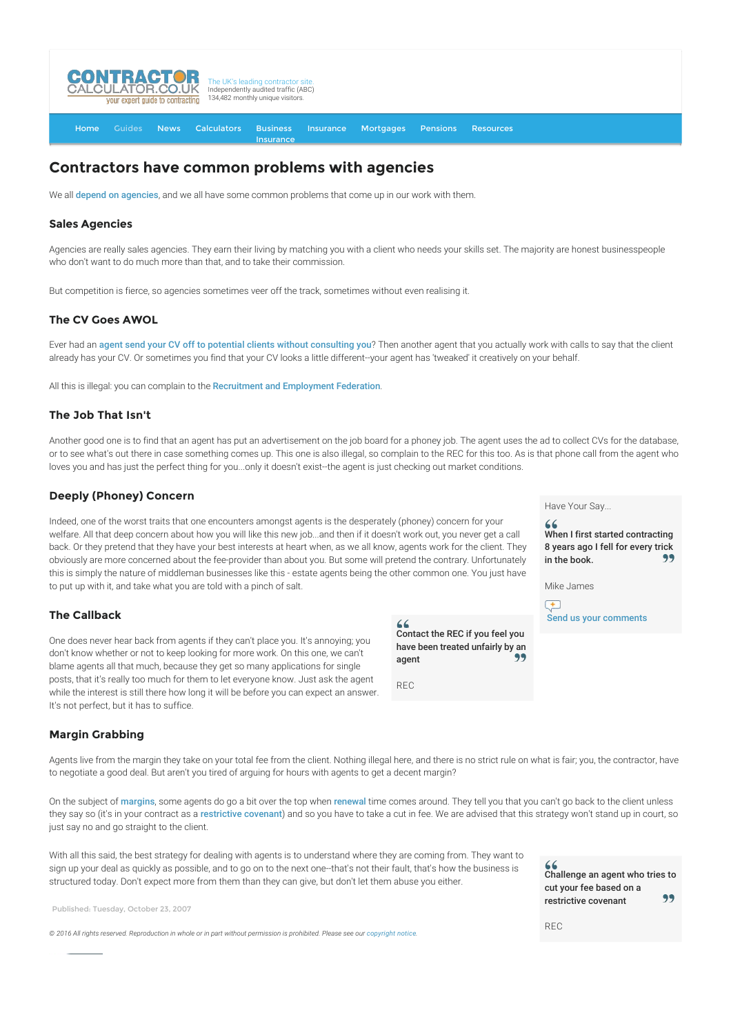CONTRACTOR CALCULATOR.CO.UK your expert guide to contracting

The UK's leading contractor site. Independently audited traffic (ABC) 134,482 monthly unique visitors.

Home Guides News Calculators Business Insurance Insurance Mortgages Pensions Resources

# Contractors have common problems with agencies

We all depend on agencies, and we all have some common problems that come up in our work with them.

## Sales Agencies

Agencies are really sales agencies. They earn their living by matching you with a client who needs your skills set. The majority are honest businesspeople who don't want to do much more than that, and to take their commission.

But competition is fierce, so agencies sometimes veer off the track, sometimes without even realising it.

## The CV Goes AWOL

Ever had an agent send your CV off to potential clients without consulting you? Then another agent that you actually work with calls to say that the client already has your CV. Or sometimes you find that your CV looks a little different--your agent has 'tweaked' it creatively on your behalf.

All this is illegal: you can complain to the Recruitment and Employment Federation.

## The Job That Isn't

Another good one is to find that an agent has put an advertisement on the job board for a phoney job. The agent uses the ad to collect CVs for the database, or to see what's out there in case something comes up. This one is also illegal, so complain to the REC for this too. As is that phone call from the agent who loves you and has just the perfect thing for you...only it doesn't exist--the agent is just checking out market conditions.

## Deeply (Phoney) Concern

Indeed, one of the worst traits that one encounters amongst agents is the desperately (phoney) concern for your welfare. All that deep concern about how you will like this new job...and then if it doesn't work out, you never get a call back. Or they pretend that they have your best interests at heart when, as we all know, agents work for the client. They obviously are more concerned about the fee-provider than about you. But some will pretend the contrary. Unfortunately this is simply the nature of middleman businesses like this - estate agents being the other common one. You just have to put up with it, and take what you are told with a pinch of salt.

> Have Your Say...
>
> **"When I first started contracting 8 years ago I fell for every trick in the book."**
>
> Mike James
>
> Send us your comments

## The Callback

One does never hear back from agents if they can't place you. It's annoying; you don't know whether or not to keep looking for more work. On this one, we can't blame agents all that much, because they get so many applications for single posts, that it's really too much for them to let everyone know. Just ask the agent while the interest is still there how long it will be before you can expect an answer. It's not perfect, but it has to suffice.

> **"Contact the REC if you feel you have been treated unfairly by an agent"**
>
> REC

## Margin Grabbing

Agents live from the margin they take on your total fee from the client. Nothing illegal here, and there is no strict rule on what is fair; you, the contractor, have to negotiate a good deal. But aren't you tired of arguing for hours with agents to get a decent margin?

On the subject of margins, some agents do go a bit over the top when renewal time comes around. They tell you that you can't go back to the client unless they say so (it's in your contract as a restrictive covenant) and so you have to take a cut in fee. We are advised that this strategy won't stand up in court, so just say no and go straight to the client.

With all this said, the best strategy for dealing with agents is to understand where they are coming from. They want to sign up your deal as quickly as possible, and to go on to the next one--that's not their fault, that's how the business is structured today. Don't expect more from them than they can give, but don't let them abuse you either.

> **"Challenge an agent who tries to cut your fee based on a restrictive covenant"**
>
> REC

Published: Tuesday, October 23, 2007

*© 2016 All rights reserved. Reproduction in whole or in part without permission is prohibited. Please see our copyright notice.*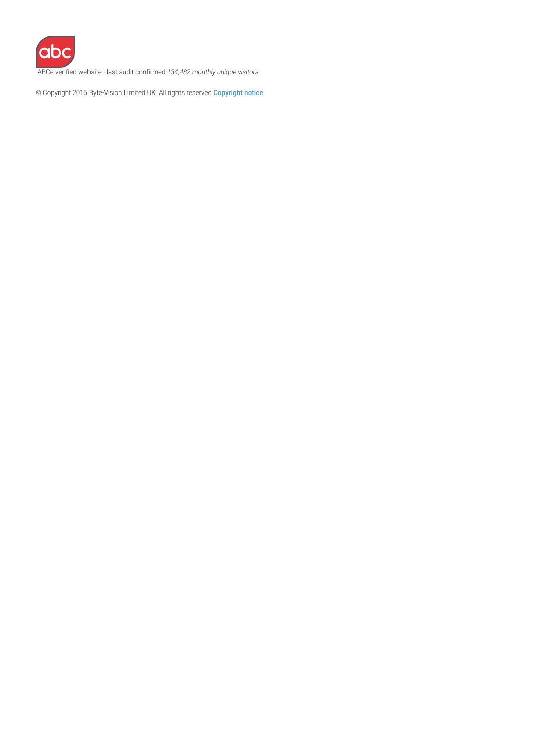ABCe verified website - last audit confirmed *134,482 monthly unique visitors*

© Copyright 2016 Byte-Vision Limited UK. All rights reserved **Copyright notice**